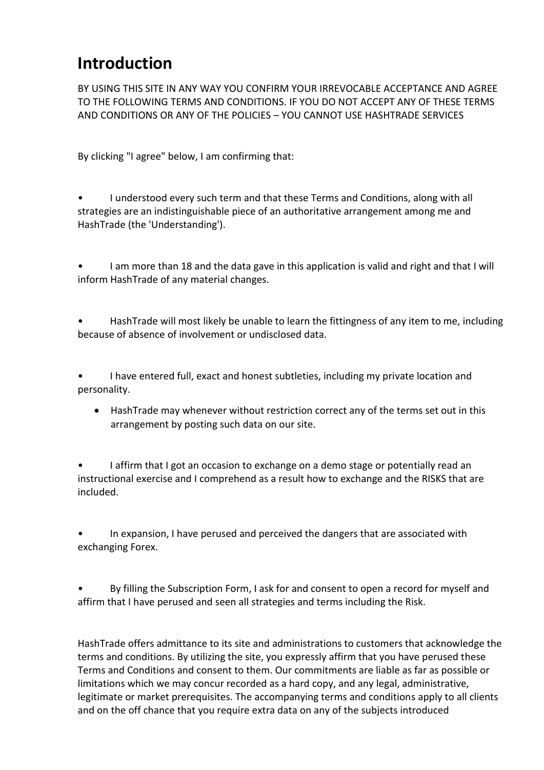# Introduction

BY USING THIS SITE IN ANY WAY YOU CONFIRM YOUR IRREVOCABLE ACCEPTANCE AND AGREE TO THE FOLLOWING TERMS AND CONDITIONS. IF YOU DO NOT ACCEPT ANY OF THESE TERMS AND CONDITIONS OR ANY OF THE POLICIES – YOU CANNOT USE HASHTRADE SERVICES

By clicking "I agree" below, I am confirming that:

- I understood every such term and that these Terms and Conditions, along with all strategies are an indistinguishable piece of an authoritative arrangement among me and HashTrade (the 'Understanding').

- I am more than 18 and the data gave in this application is valid and right and that I will inform HashTrade of any material changes.

- HashTrade will most likely be unable to learn the fittingness of any item to me, including because of absence of involvement or undisclosed data.

- I have entered full, exact and honest subtleties, including my private location and personality.
- HashTrade may whenever without restriction correct any of the terms set out in this arrangement by posting such data on our site.

- I affirm that I got an occasion to exchange on a demo stage or potentially read an instructional exercise and I comprehend as a result how to exchange and the RISKS that are included.

- In expansion, I have perused and perceived the dangers that are associated with exchanging Forex.

- By filling the Subscription Form, I ask for and consent to open a record for myself and affirm that I have perused and seen all strategies and terms including the Risk.

HashTrade offers admittance to its site and administrations to customers that acknowledge the terms and conditions. By utilizing the site, you expressly affirm that you have perused these Terms and Conditions and consent to them. Our commitments are liable as far as possible or limitations which we may concur recorded as a hard copy, and any legal, administrative, legitimate or market prerequisites. The accompanying terms and conditions apply to all clients and on the off chance that you require extra data on any of the subjects introduced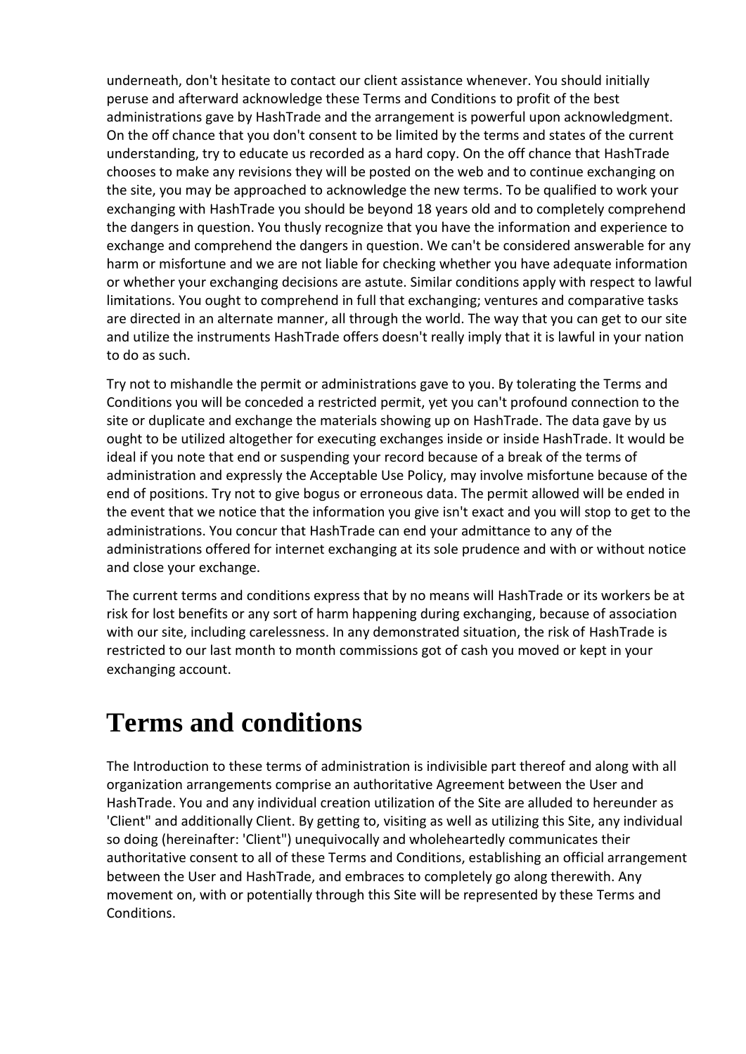underneath, don't hesitate to contact our client assistance whenever. You should initially peruse and afterward acknowledge these Terms and Conditions to profit of the best administrations gave by HashTrade and the arrangement is powerful upon acknowledgment. On the off chance that you don't consent to be limited by the terms and states of the current understanding, try to educate us recorded as a hard copy. On the off chance that HashTrade chooses to make any revisions they will be posted on the web and to continue exchanging on the site, you may be approached to acknowledge the new terms. To be qualified to work your exchanging with HashTrade you should be beyond 18 years old and to completely comprehend the dangers in question. You thusly recognize that you have the information and experience to exchange and comprehend the dangers in question. We can't be considered answerable for any harm or misfortune and we are not liable for checking whether you have adequate information or whether your exchanging decisions are astute. Similar conditions apply with respect to lawful limitations. You ought to comprehend in full that exchanging; ventures and comparative tasks are directed in an alternate manner, all through the world. The way that you can get to our site and utilize the instruments HashTrade offers doesn't really imply that it is lawful in your nation to do as such.

Try not to mishandle the permit or administrations gave to you. By tolerating the Terms and Conditions you will be conceded a restricted permit, yet you can't profound connection to the site or duplicate and exchange the materials showing up on HashTrade. The data gave by us ought to be utilized altogether for executing exchanges inside or inside HashTrade. It would be ideal if you note that end or suspending your record because of a break of the terms of administration and expressly the Acceptable Use Policy, may involve misfortune because of the end of positions. Try not to give bogus or erroneous data. The permit allowed will be ended in the event that we notice that the information you give isn't exact and you will stop to get to the administrations. You concur that HashTrade can end your admittance to any of the administrations offered for internet exchanging at its sole prudence and with or without notice and close your exchange.

The current terms and conditions express that by no means will HashTrade or its workers be at risk for lost benefits or any sort of harm happening during exchanging, because of association with our site, including carelessness. In any demonstrated situation, the risk of HashTrade is restricted to our last month to month commissions got of cash you moved or kept in your exchanging account.

# Terms and conditions

The Introduction to these terms of administration is indivisible part thereof and along with all organization arrangements comprise an authoritative Agreement between the User and HashTrade. You and any individual creation utilization of the Site are alluded to hereunder as 'Client" and additionally Client. By getting to, visiting as well as utilizing this Site, any individual so doing (hereinafter: 'Client") unequivocally and wholeheartedly communicates their authoritative consent to all of these Terms and Conditions, establishing an official arrangement between the User and HashTrade, and embraces to completely go along therewith. Any movement on, with or potentially through this Site will be represented by these Terms and Conditions.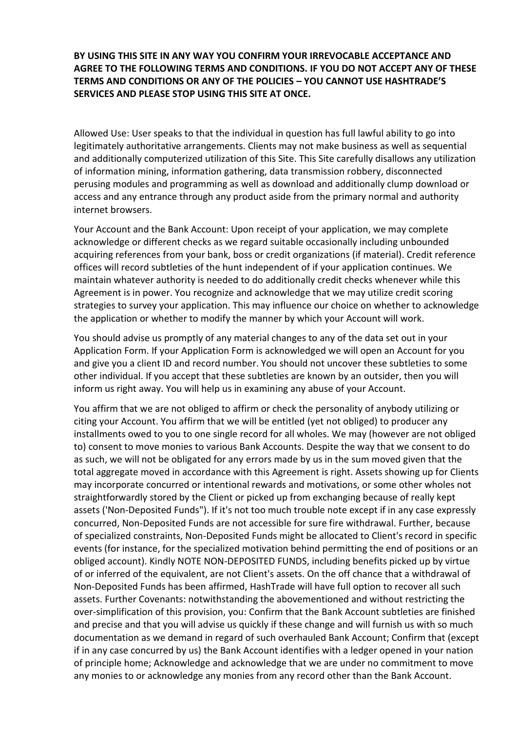**BY USING THIS SITE IN ANY WAY YOU CONFIRM YOUR IRREVOCABLE ACCEPTANCE AND AGREE TO THE FOLLOWING TERMS AND CONDITIONS. IF YOU DO NOT ACCEPT ANY OF THESE TERMS AND CONDITIONS OR ANY OF THE POLICIES – YOU CANNOT USE HASHTRADE'S SERVICES AND PLEASE STOP USING THIS SITE AT ONCE.**

Allowed Use: User speaks to that the individual in question has full lawful ability to go into legitimately authoritative arrangements. Clients may not make business as well as sequential and additionally computerized utilization of this Site. This Site carefully disallows any utilization of information mining, information gathering, data transmission robbery, disconnected perusing modules and programming as well as download and additionally clump download or access and any entrance through any product aside from the primary normal and authority internet browsers.

Your Account and the Bank Account: Upon receipt of your application, we may complete acknowledge or different checks as we regard suitable occasionally including unbounded acquiring references from your bank, boss or credit organizations (if material). Credit reference offices will record subtleties of the hunt independent of if your application continues. We maintain whatever authority is needed to do additionally credit checks whenever while this Agreement is in power. You recognize and acknowledge that we may utilize credit scoring strategies to survey your application. This may influence our choice on whether to acknowledge the application or whether to modify the manner by which your Account will work.

You should advise us promptly of any material changes to any of the data set out in your Application Form. If your Application Form is acknowledged we will open an Account for you and give you a client ID and record number. You should not uncover these subtleties to some other individual. If you accept that these subtleties are known by an outsider, then you will inform us right away. You will help us in examining any abuse of your Account.

You affirm that we are not obliged to affirm or check the personality of anybody utilizing or citing your Account. You affirm that we will be entitled (yet not obliged) to producer any installments owed to you to one single record for all wholes. We may (however are not obliged to) consent to move monies to various Bank Accounts. Despite the way that we consent to do as such, we will not be obligated for any errors made by us in the sum moved given that the total aggregate moved in accordance with this Agreement is right. Assets showing up for Clients may incorporate concurred or intentional rewards and motivations, or some other wholes not straightforwardly stored by the Client or picked up from exchanging because of really kept assets ('Non-Deposited Funds"). If it's not too much trouble note except if in any case expressly concurred, Non-Deposited Funds are not accessible for sure fire withdrawal. Further, because of specialized constraints, Non-Deposited Funds might be allocated to Client's record in specific events (for instance, for the specialized motivation behind permitting the end of positions or an obliged account). Kindly NOTE NON-DEPOSITED FUNDS, including benefits picked up by virtue of or inferred of the equivalent, are not Client's assets. On the off chance that a withdrawal of Non-Deposited Funds has been affirmed, HashTrade will have full option to recover all such assets. Further Covenants: notwithstanding the abovementioned and without restricting the over-simplification of this provision, you: Confirm that the Bank Account subtleties are finished and precise and that you will advise us quickly if these change and will furnish us with so much documentation as we demand in regard of such overhauled Bank Account; Confirm that (except if in any case concurred by us) the Bank Account identifies with a ledger opened in your nation of principle home; Acknowledge and acknowledge that we are under no commitment to move any monies to or acknowledge any monies from any record other than the Bank Account.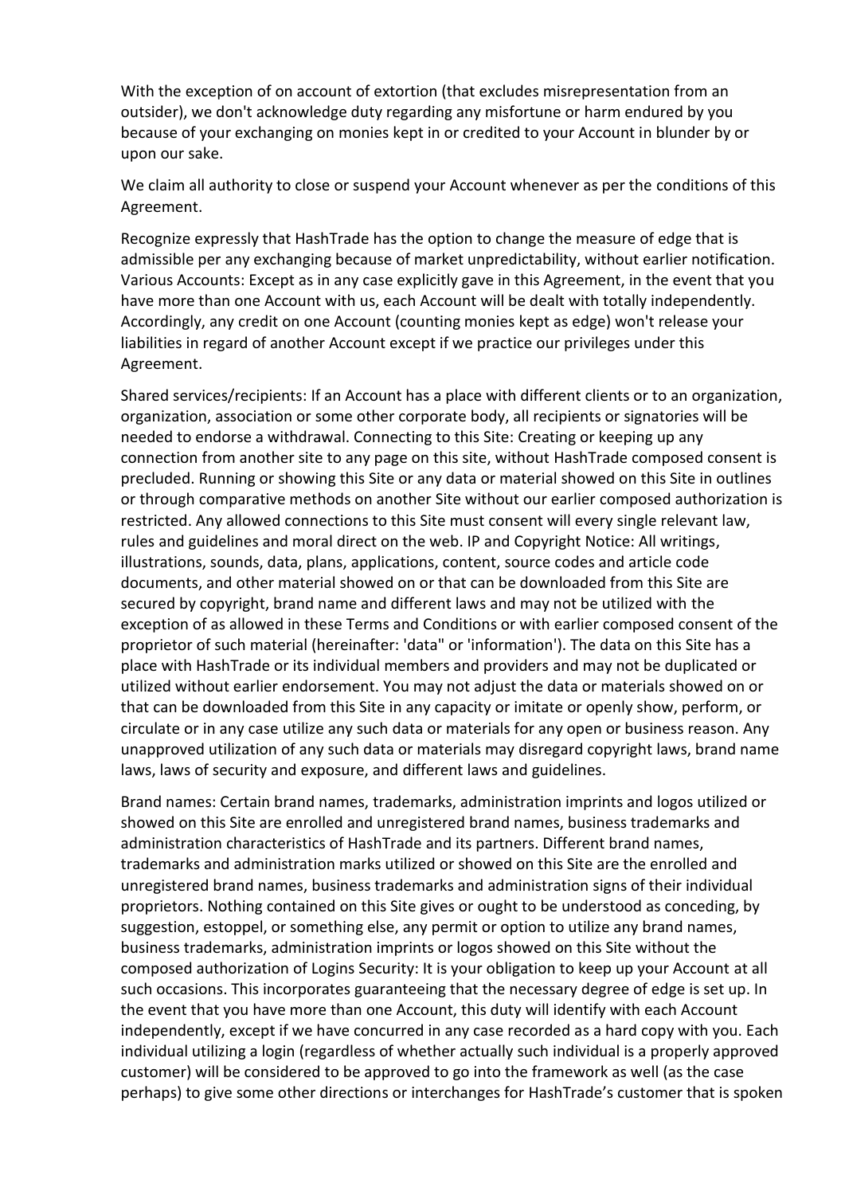With the exception of on account of extortion (that excludes misrepresentation from an outsider), we don't acknowledge duty regarding any misfortune or harm endured by you because of your exchanging on monies kept in or credited to your Account in blunder by or upon our sake.

We claim all authority to close or suspend your Account whenever as per the conditions of this Agreement.

Recognize expressly that HashTrade has the option to change the measure of edge that is admissible per any exchanging because of market unpredictability, without earlier notification. Various Accounts: Except as in any case explicitly gave in this Agreement, in the event that you have more than one Account with us, each Account will be dealt with totally independently. Accordingly, any credit on one Account (counting monies kept as edge) won't release your liabilities in regard of another Account except if we practice our privileges under this Agreement.

Shared services/recipients: If an Account has a place with different clients or to an organization, organization, association or some other corporate body, all recipients or signatories will be needed to endorse a withdrawal. Connecting to this Site: Creating or keeping up any connection from another site to any page on this site, without HashTrade composed consent is precluded. Running or showing this Site or any data or material showed on this Site in outlines or through comparative methods on another Site without our earlier composed authorization is restricted. Any allowed connections to this Site must consent will every single relevant law, rules and guidelines and moral direct on the web. IP and Copyright Notice: All writings, illustrations, sounds, data, plans, applications, content, source codes and article code documents, and other material showed on or that can be downloaded from this Site are secured by copyright, brand name and different laws and may not be utilized with the exception of as allowed in these Terms and Conditions or with earlier composed consent of the proprietor of such material (hereinafter: 'data" or 'information'). The data on this Site has a place with HashTrade or its individual members and providers and may not be duplicated or utilized without earlier endorsement. You may not adjust the data or materials showed on or that can be downloaded from this Site in any capacity or imitate or openly show, perform, or circulate or in any case utilize any such data or materials for any open or business reason. Any unapproved utilization of any such data or materials may disregard copyright laws, brand name laws, laws of security and exposure, and different laws and guidelines.

Brand names: Certain brand names, trademarks, administration imprints and logos utilized or showed on this Site are enrolled and unregistered brand names, business trademarks and administration characteristics of HashTrade and its partners. Different brand names, trademarks and administration marks utilized or showed on this Site are the enrolled and unregistered brand names, business trademarks and administration signs of their individual proprietors. Nothing contained on this Site gives or ought to be understood as conceding, by suggestion, estoppel, or something else, any permit or option to utilize any brand names, business trademarks, administration imprints or logos showed on this Site without the composed authorization of Logins Security: It is your obligation to keep up your Account at all such occasions. This incorporates guaranteeing that the necessary degree of edge is set up. In the event that you have more than one Account, this duty will identify with each Account independently, except if we have concurred in any case recorded as a hard copy with you. Each individual utilizing a login (regardless of whether actually such individual is a properly approved customer) will be considered to be approved to go into the framework as well (as the case perhaps) to give some other directions or interchanges for HashTrade's customer that is spoken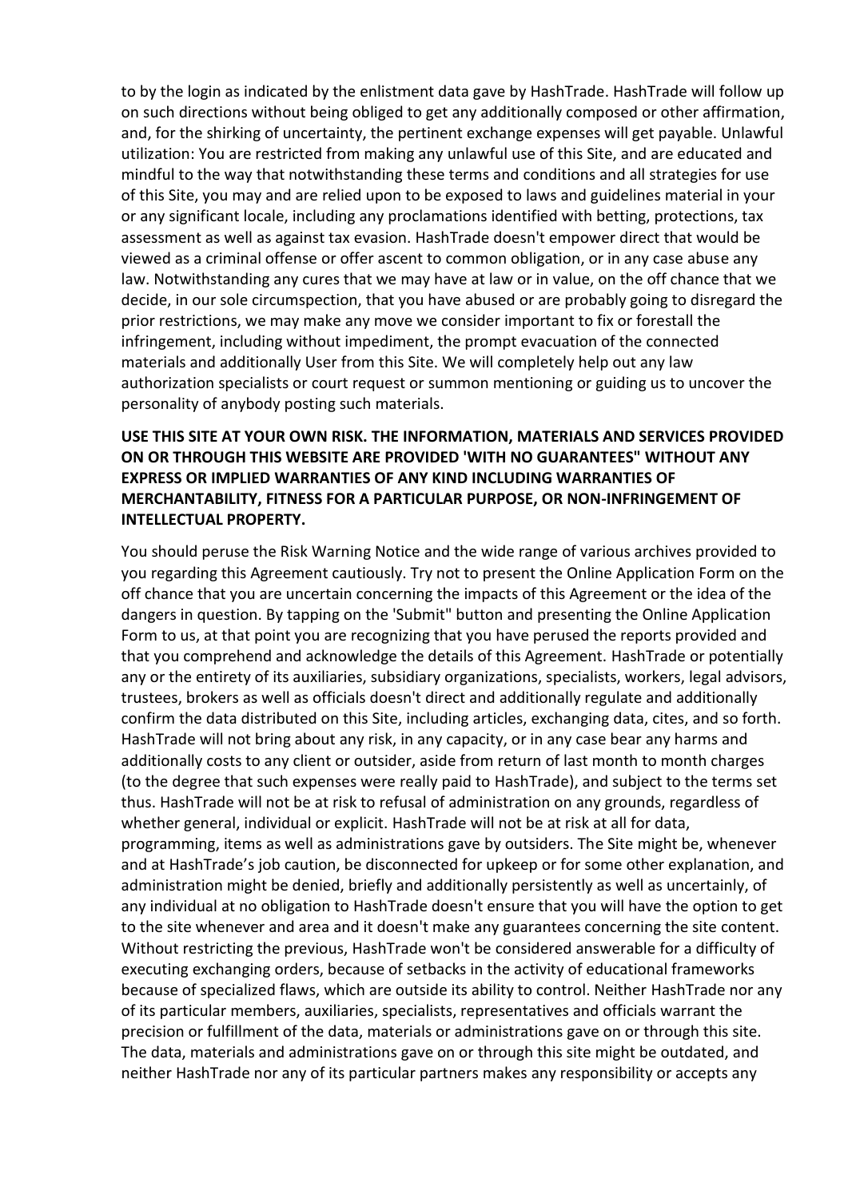to by the login as indicated by the enlistment data gave by HashTrade. HashTrade will follow up on such directions without being obliged to get any additionally composed or other affirmation, and, for the shirking of uncertainty, the pertinent exchange expenses will get payable. Unlawful utilization: You are restricted from making any unlawful use of this Site, and are educated and mindful to the way that notwithstanding these terms and conditions and all strategies for use of this Site, you may and are relied upon to be exposed to laws and guidelines material in your or any significant locale, including any proclamations identified with betting, protections, tax assessment as well as against tax evasion. HashTrade doesn't empower direct that would be viewed as a criminal offense or offer ascent to common obligation, or in any case abuse any law. Notwithstanding any cures that we may have at law or in value, on the off chance that we decide, in our sole circumspection, that you have abused or are probably going to disregard the prior restrictions, we may make any move we consider important to fix or forestall the infringement, including without impediment, the prompt evacuation of the connected materials and additionally User from this Site. We will completely help out any law authorization specialists or court request or summon mentioning or guiding us to uncover the personality of anybody posting such materials.

**USE THIS SITE AT YOUR OWN RISK. THE INFORMATION, MATERIALS AND SERVICES PROVIDED ON OR THROUGH THIS WEBSITE ARE PROVIDED 'WITH NO GUARANTEES" WITHOUT ANY EXPRESS OR IMPLIED WARRANTIES OF ANY KIND INCLUDING WARRANTIES OF MERCHANTABILITY, FITNESS FOR A PARTICULAR PURPOSE, OR NON-INFRINGEMENT OF INTELLECTUAL PROPERTY.**

You should peruse the Risk Warning Notice and the wide range of various archives provided to you regarding this Agreement cautiously. Try not to present the Online Application Form on the off chance that you are uncertain concerning the impacts of this Agreement or the idea of the dangers in question. By tapping on the 'Submit" button and presenting the Online Application Form to us, at that point you are recognizing that you have perused the reports provided and that you comprehend and acknowledge the details of this Agreement. HashTrade or potentially any or the entirety of its auxiliaries, subsidiary organizations, specialists, workers, legal advisors, trustees, brokers as well as officials doesn't direct and additionally regulate and additionally confirm the data distributed on this Site, including articles, exchanging data, cites, and so forth. HashTrade will not bring about any risk, in any capacity, or in any case bear any harms and additionally costs to any client or outsider, aside from return of last month to month charges (to the degree that such expenses were really paid to HashTrade), and subject to the terms set thus. HashTrade will not be at risk to refusal of administration on any grounds, regardless of whether general, individual or explicit. HashTrade will not be at risk at all for data, programming, items as well as administrations gave by outsiders. The Site might be, whenever and at HashTrade's job caution, be disconnected for upkeep or for some other explanation, and administration might be denied, briefly and additionally persistently as well as uncertainly, of any individual at no obligation to HashTrade doesn't ensure that you will have the option to get to the site whenever and area and it doesn't make any guarantees concerning the site content. Without restricting the previous, HashTrade won't be considered answerable for a difficulty of executing exchanging orders, because of setbacks in the activity of educational frameworks because of specialized flaws, which are outside its ability to control. Neither HashTrade nor any of its particular members, auxiliaries, specialists, representatives and officials warrant the precision or fulfillment of the data, materials or administrations gave on or through this site. The data, materials and administrations gave on or through this site might be outdated, and neither HashTrade nor any of its particular partners makes any responsibility or accepts any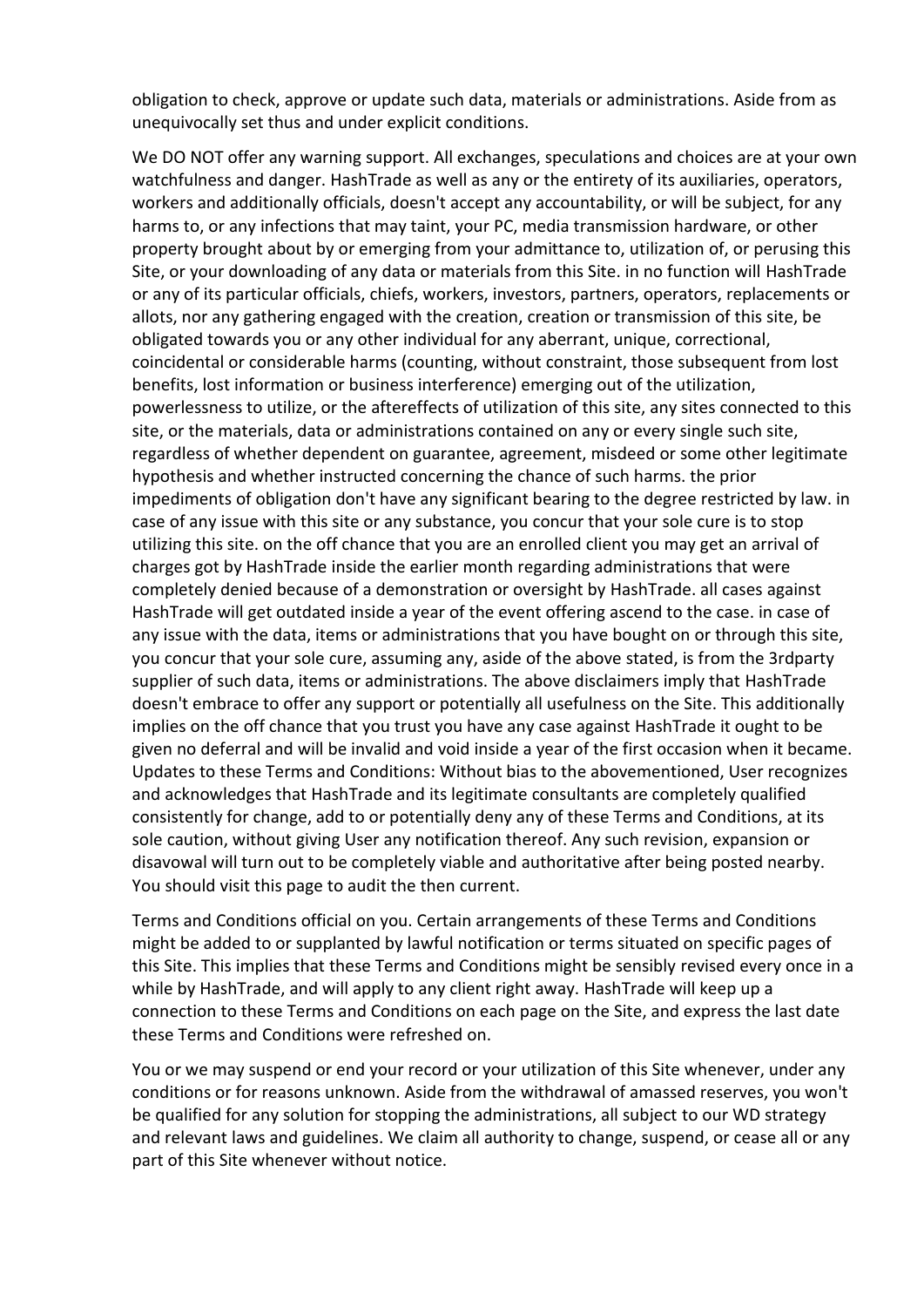obligation to check, approve or update such data, materials or administrations. Aside from as unequivocally set thus and under explicit conditions.

We DO NOT offer any warning support. All exchanges, speculations and choices are at your own watchfulness and danger. HashTrade as well as any or the entirety of its auxiliaries, operators, workers and additionally officials, doesn't accept any accountability, or will be subject, for any harms to, or any infections that may taint, your PC, media transmission hardware, or other property brought about by or emerging from your admittance to, utilization of, or perusing this Site, or your downloading of any data or materials from this Site. in no function will HashTrade or any of its particular officials, chiefs, workers, investors, partners, operators, replacements or allots, nor any gathering engaged with the creation, creation or transmission of this site, be obligated towards you or any other individual for any aberrant, unique, correctional, coincidental or considerable harms (counting, without constraint, those subsequent from lost benefits, lost information or business interference) emerging out of the utilization, powerlessness to utilize, or the aftereffects of utilization of this site, any sites connected to this site, or the materials, data or administrations contained on any or every single such site, regardless of whether dependent on guarantee, agreement, misdeed or some other legitimate hypothesis and whether instructed concerning the chance of such harms. the prior impediments of obligation don't have any significant bearing to the degree restricted by law. in case of any issue with this site or any substance, you concur that your sole cure is to stop utilizing this site. on the off chance that you are an enrolled client you may get an arrival of charges got by HashTrade inside the earlier month regarding administrations that were completely denied because of a demonstration or oversight by HashTrade. all cases against HashTrade will get outdated inside a year of the event offering ascend to the case. in case of any issue with the data, items or administrations that you have bought on or through this site, you concur that your sole cure, assuming any, aside of the above stated, is from the 3rdparty supplier of such data, items or administrations. The above disclaimers imply that HashTrade doesn't embrace to offer any support or potentially all usefulness on the Site. This additionally implies on the off chance that you trust you have any case against HashTrade it ought to be given no deferral and will be invalid and void inside a year of the first occasion when it became. Updates to these Terms and Conditions: Without bias to the abovementioned, User recognizes and acknowledges that HashTrade and its legitimate consultants are completely qualified consistently for change, add to or potentially deny any of these Terms and Conditions, at its sole caution, without giving User any notification thereof. Any such revision, expansion or disavowal will turn out to be completely viable and authoritative after being posted nearby. You should visit this page to audit the then current.

Terms and Conditions official on you. Certain arrangements of these Terms and Conditions might be added to or supplanted by lawful notification or terms situated on specific pages of this Site. This implies that these Terms and Conditions might be sensibly revised every once in a while by HashTrade, and will apply to any client right away. HashTrade will keep up a connection to these Terms and Conditions on each page on the Site, and express the last date these Terms and Conditions were refreshed on.

You or we may suspend or end your record or your utilization of this Site whenever, under any conditions or for reasons unknown. Aside from the withdrawal of amassed reserves, you won't be qualified for any solution for stopping the administrations, all subject to our WD strategy and relevant laws and guidelines. We claim all authority to change, suspend, or cease all or any part of this Site whenever without notice.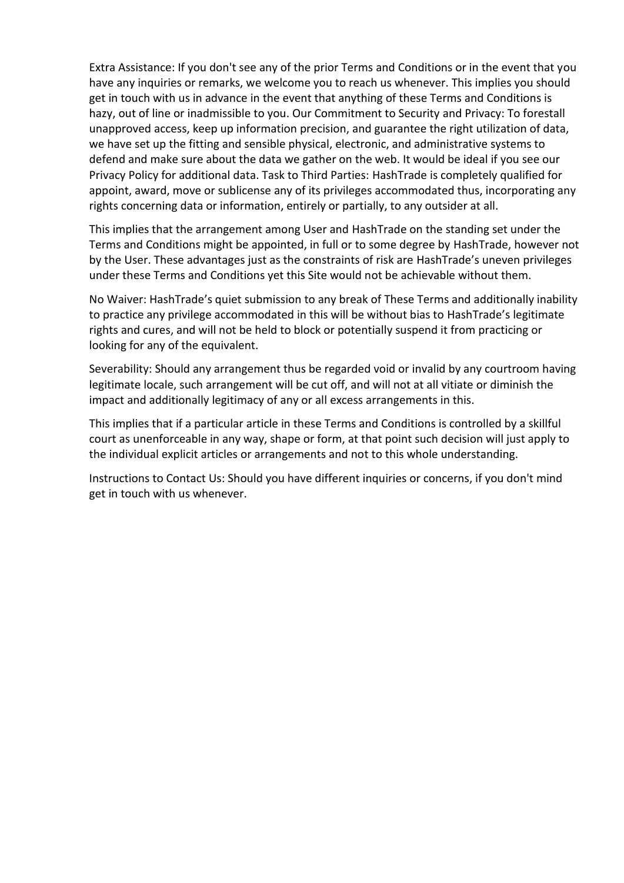Extra Assistance: If you don't see any of the prior Terms and Conditions or in the event that you have any inquiries or remarks, we welcome you to reach us whenever. This implies you should get in touch with us in advance in the event that anything of these Terms and Conditions is hazy, out of line or inadmissible to you. Our Commitment to Security and Privacy: To forestall unapproved access, keep up information precision, and guarantee the right utilization of data, we have set up the fitting and sensible physical, electronic, and administrative systems to defend and make sure about the data we gather on the web. It would be ideal if you see our Privacy Policy for additional data. Task to Third Parties: HashTrade is completely qualified for appoint, award, move or sublicense any of its privileges accommodated thus, incorporating any rights concerning data or information, entirely or partially, to any outsider at all.

This implies that the arrangement among User and HashTrade on the standing set under the Terms and Conditions might be appointed, in full or to some degree by HashTrade, however not by the User. These advantages just as the constraints of risk are HashTrade's uneven privileges under these Terms and Conditions yet this Site would not be achievable without them.

No Waiver: HashTrade's quiet submission to any break of These Terms and additionally inability to practice any privilege accommodated in this will be without bias to HashTrade's legitimate rights and cures, and will not be held to block or potentially suspend it from practicing or looking for any of the equivalent.

Severability: Should any arrangement thus be regarded void or invalid by any courtroom having legitimate locale, such arrangement will be cut off, and will not at all vitiate or diminish the impact and additionally legitimacy of any or all excess arrangements in this.

This implies that if a particular article in these Terms and Conditions is controlled by a skillful court as unenforceable in any way, shape or form, at that point such decision will just apply to the individual explicit articles or arrangements and not to this whole understanding.

Instructions to Contact Us: Should you have different inquiries or concerns, if you don't mind get in touch with us whenever.